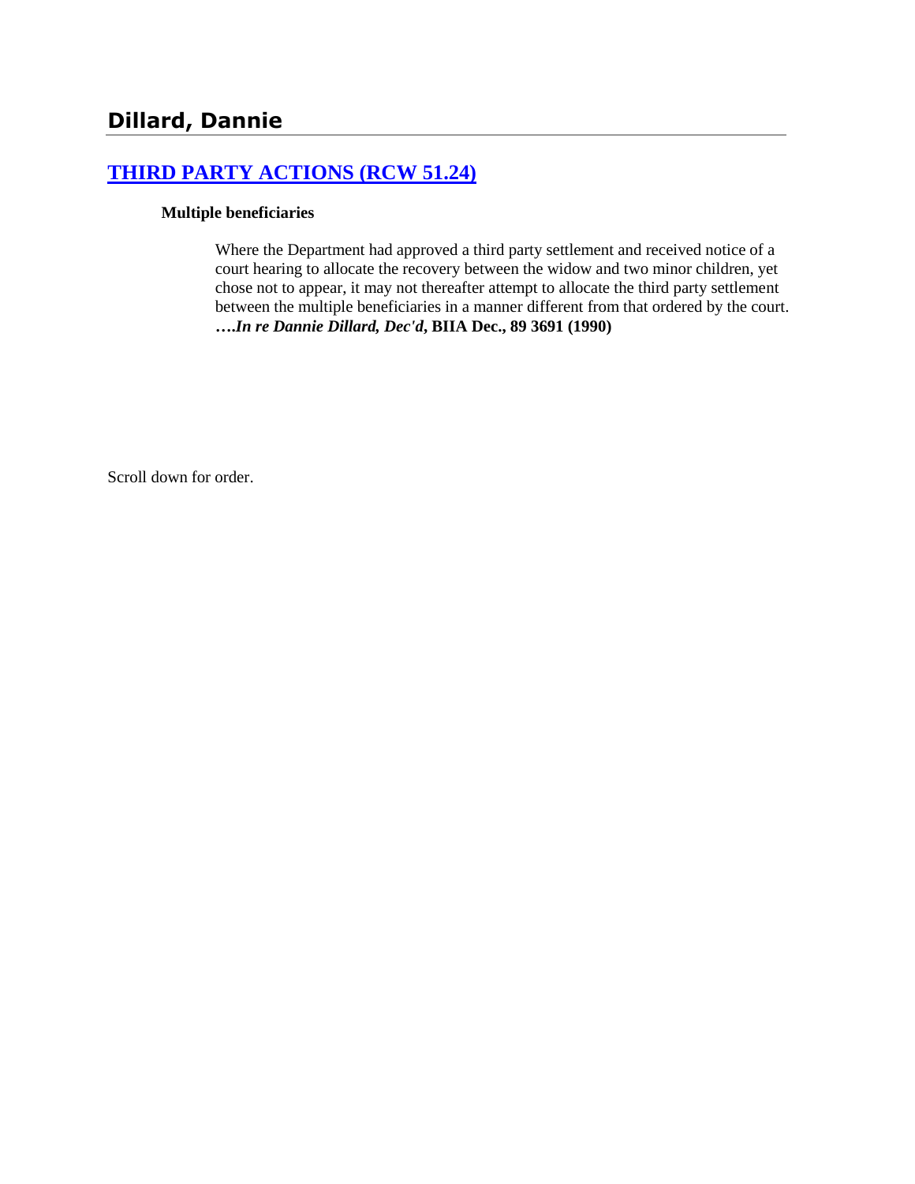# Dillard, Dannie

## [THIRD PARTY ACTIONS (RCW 51.24)]()

**Multiple beneficiaries**

Where the Department had approved a third party settlement and received notice of a court hearing to allocate the recovery between the widow and two minor children, yet chose not to appear, it may not thereafter attempt to allocate the third party settlement between the multiple beneficiaries in a manner different from that ordered by the court. ***….In re Dannie Dillard, Dec'd*, BIIA Dec., 89 3691 (1990)**

Scroll down for order.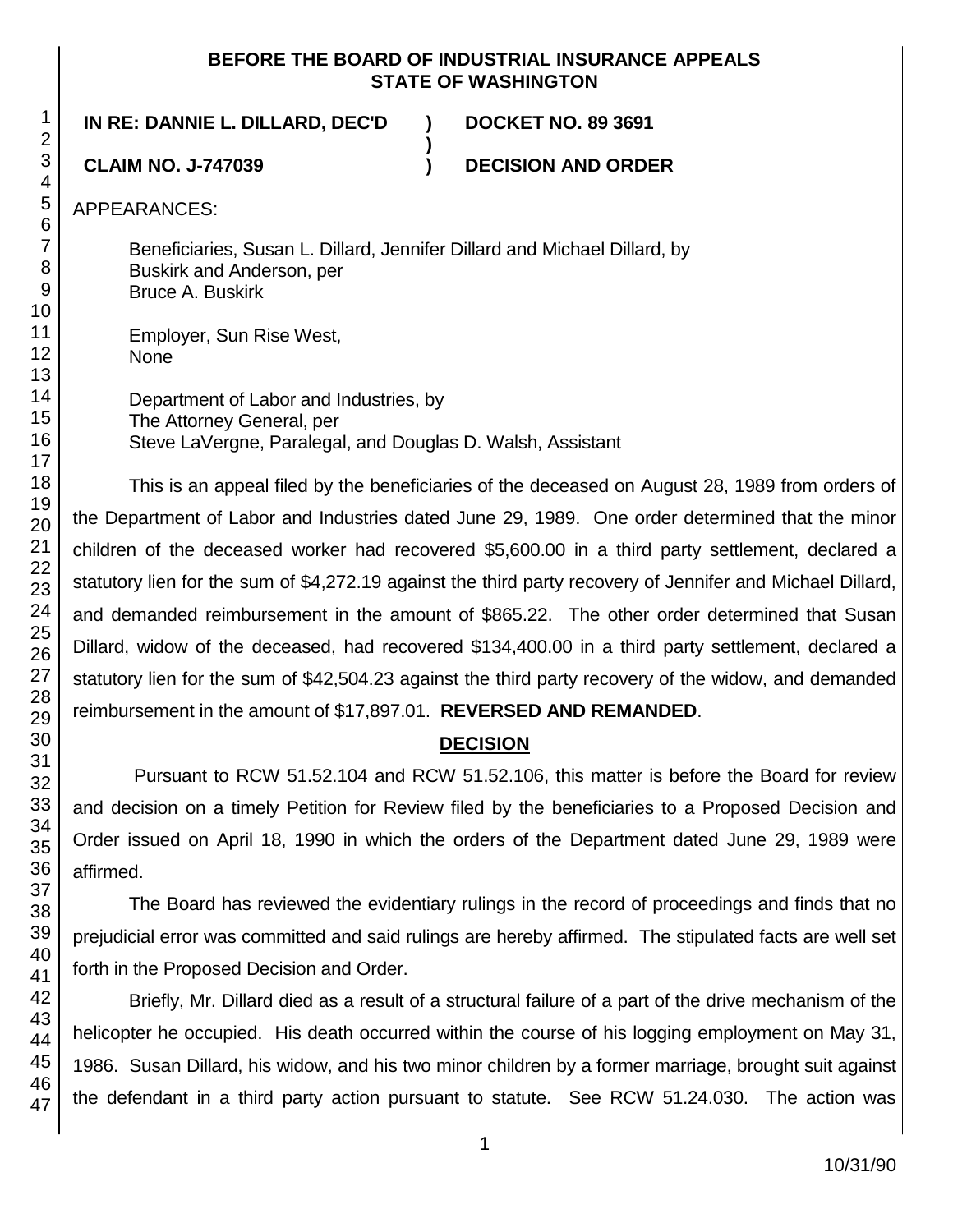**BEFORE THE BOARD OF INDUSTRIAL INSURANCE APPEALS**
**STATE OF WASHINGTON**

**IN RE: DANNIE L. DILLARD, DEC'D** ) **DOCKET NO. 89 3691**
)
**CLAIM NO. J-747039** ) **DECISION AND ORDER**

APPEARANCES:

Beneficiaries, Susan L. Dillard, Jennifer Dillard and Michael Dillard, by
Buskirk and Anderson, per
Bruce A. Buskirk

Employer, Sun Rise West,
None

Department of Labor and Industries, by
The Attorney General, per
Steve LaVergne, Paralegal, and Douglas D. Walsh, Assistant

This is an appeal filed by the beneficiaries of the deceased on August 28, 1989 from orders of the Department of Labor and Industries dated June 29, 1989. One order determined that the minor children of the deceased worker had recovered $5,600.00 in a third party settlement, declared a statutory lien for the sum of $4,272.19 against the third party recovery of Jennifer and Michael Dillard, and demanded reimbursement in the amount of $865.22. The other order determined that Susan Dillard, widow of the deceased, had recovered $134,400.00 in a third party settlement, declared a statutory lien for the sum of $42,504.23 against the third party recovery of the widow, and demanded reimbursement in the amount of $17,897.01. **REVERSED AND REMANDED**.

## DECISION

Pursuant to RCW 51.52.104 and RCW 51.52.106, this matter is before the Board for review and decision on a timely Petition for Review filed by the beneficiaries to a Proposed Decision and Order issued on April 18, 1990 in which the orders of the Department dated June 29, 1989 were affirmed.

The Board has reviewed the evidentiary rulings in the record of proceedings and finds that no prejudicial error was committed and said rulings are hereby affirmed. The stipulated facts are well set forth in the Proposed Decision and Order.

Briefly, Mr. Dillard died as a result of a structural failure of a part of the drive mechanism of the helicopter he occupied. His death occurred within the course of his logging employment on May 31, 1986. Susan Dillard, his widow, and his two minor children by a former marriage, brought suit against the defendant in a third party action pursuant to statute. See RCW 51.24.030. The action was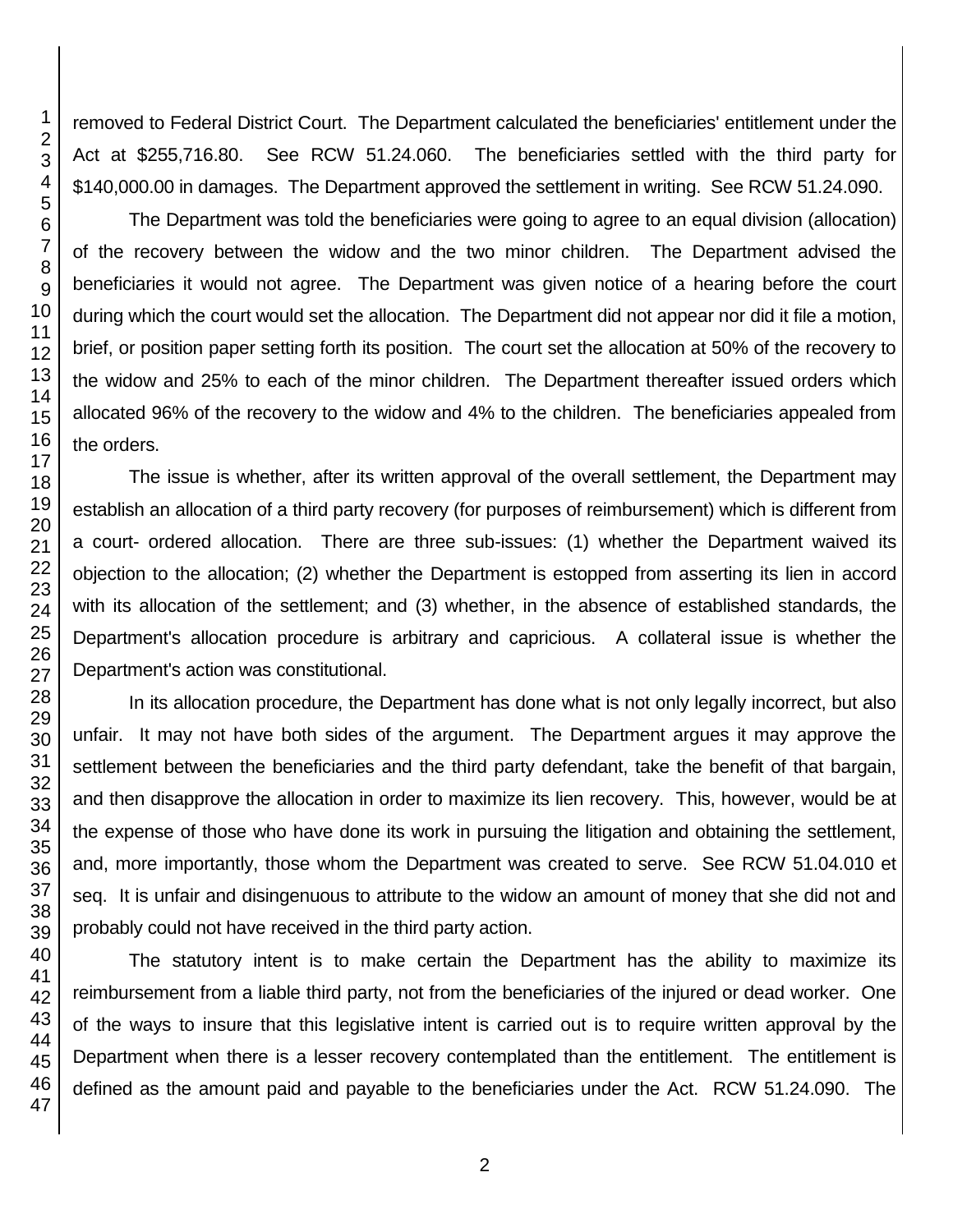removed to Federal District Court. The Department calculated the beneficiaries' entitlement under the Act at $255,716.80. See RCW 51.24.060. The beneficiaries settled with the third party for $140,000.00 in damages. The Department approved the settlement in writing. See RCW 51.24.090.

The Department was told the beneficiaries were going to agree to an equal division (allocation) of the recovery between the widow and the two minor children. The Department advised the beneficiaries it would not agree. The Department was given notice of a hearing before the court during which the court would set the allocation. The Department did not appear nor did it file a motion, brief, or position paper setting forth its position. The court set the allocation at 50% of the recovery to the widow and 25% to each of the minor children. The Department thereafter issued orders which allocated 96% of the recovery to the widow and 4% to the children. The beneficiaries appealed from the orders.

The issue is whether, after its written approval of the overall settlement, the Department may establish an allocation of a third party recovery (for purposes of reimbursement) which is different from a court- ordered allocation. There are three sub-issues: (1) whether the Department waived its objection to the allocation; (2) whether the Department is estopped from asserting its lien in accord with its allocation of the settlement; and (3) whether, in the absence of established standards, the Department's allocation procedure is arbitrary and capricious. A collateral issue is whether the Department's action was constitutional.

In its allocation procedure, the Department has done what is not only legally incorrect, but also unfair. It may not have both sides of the argument. The Department argues it may approve the settlement between the beneficiaries and the third party defendant, take the benefit of that bargain, and then disapprove the allocation in order to maximize its lien recovery. This, however, would be at the expense of those who have done its work in pursuing the litigation and obtaining the settlement, and, more importantly, those whom the Department was created to serve. See RCW 51.04.010 et seq. It is unfair and disingenuous to attribute to the widow an amount of money that she did not and probably could not have received in the third party action.

The statutory intent is to make certain the Department has the ability to maximize its reimbursement from a liable third party, not from the beneficiaries of the injured or dead worker. One of the ways to insure that this legislative intent is carried out is to require written approval by the Department when there is a lesser recovery contemplated than the entitlement. The entitlement is defined as the amount paid and payable to the beneficiaries under the Act. RCW 51.24.090. The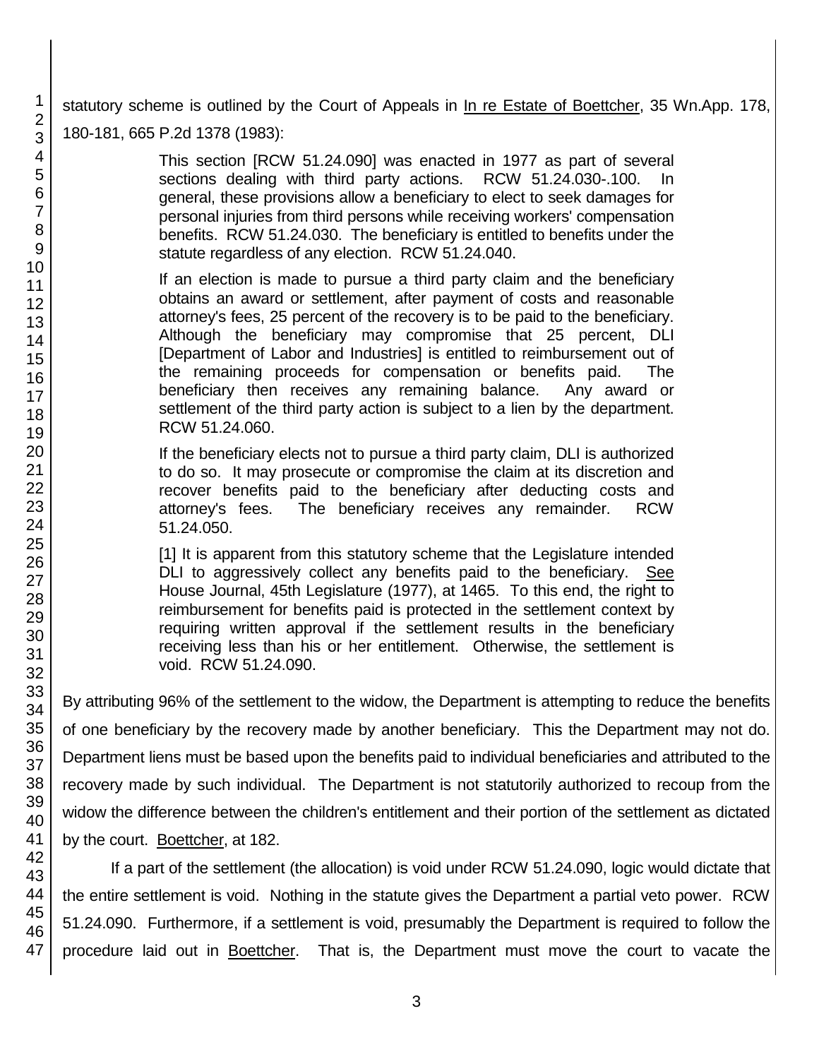statutory scheme is outlined by the Court of Appeals in In re Estate of Boettcher, 35 Wn.App. 178, 180-181, 665 P.2d 1378 (1983):

> This section [RCW 51.24.090] was enacted in 1977 as part of several sections dealing with third party actions. RCW 51.24.030-.100. In general, these provisions allow a beneficiary to elect to seek damages for personal injuries from third persons while receiving workers' compensation benefits. RCW 51.24.030. The beneficiary is entitled to benefits under the statute regardless of any election. RCW 51.24.040.
>
> If an election is made to pursue a third party claim and the beneficiary obtains an award or settlement, after payment of costs and reasonable attorney's fees, 25 percent of the recovery is to be paid to the beneficiary. Although the beneficiary may compromise that 25 percent, DLI [Department of Labor and Industries] is entitled to reimbursement out of the remaining proceeds for compensation or benefits paid. The beneficiary then receives any remaining balance. Any award or settlement of the third party action is subject to a lien by the department. RCW 51.24.060.
>
> If the beneficiary elects not to pursue a third party claim, DLI is authorized to do so. It may prosecute or compromise the claim at its discretion and recover benefits paid to the beneficiary after deducting costs and attorney's fees. The beneficiary receives any remainder. RCW 51.24.050.
>
> [1] It is apparent from this statutory scheme that the Legislature intended DLI to aggressively collect any benefits paid to the beneficiary. See House Journal, 45th Legislature (1977), at 1465. To this end, the right to reimbursement for benefits paid is protected in the settlement context by requiring written approval if the settlement results in the beneficiary receiving less than his or her entitlement. Otherwise, the settlement is void. RCW 51.24.090.

By attributing 96% of the settlement to the widow, the Department is attempting to reduce the benefits of one beneficiary by the recovery made by another beneficiary. This the Department may not do. Department liens must be based upon the benefits paid to individual beneficiaries and attributed to the recovery made by such individual. The Department is not statutorily authorized to recoup from the widow the difference between the children's entitlement and their portion of the settlement as dictated by the court. Boettcher, at 182.

If a part of the settlement (the allocation) is void under RCW 51.24.090, logic would dictate that the entire settlement is void. Nothing in the statute gives the Department a partial veto power. RCW 51.24.090. Furthermore, if a settlement is void, presumably the Department is required to follow the procedure laid out in Boettcher. That is, the Department must move the court to vacate the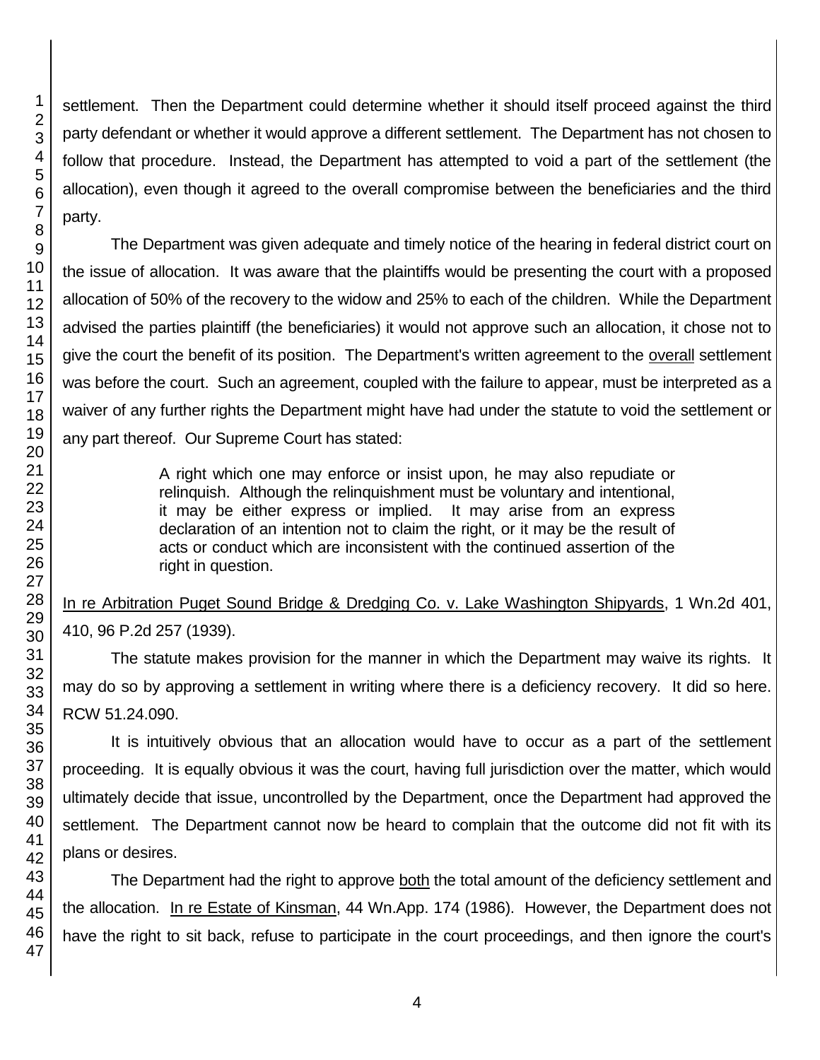settlement. Then the Department could determine whether it should itself proceed against the third party defendant or whether it would approve a different settlement. The Department has not chosen to follow that procedure. Instead, the Department has attempted to void a part of the settlement (the allocation), even though it agreed to the overall compromise between the beneficiaries and the third party.

The Department was given adequate and timely notice of the hearing in federal district court on the issue of allocation. It was aware that the plaintiffs would be presenting the court with a proposed allocation of 50% of the recovery to the widow and 25% to each of the children. While the Department advised the parties plaintiff (the beneficiaries) it would not approve such an allocation, it chose not to give the court the benefit of its position. The Department's written agreement to the overall settlement was before the court. Such an agreement, coupled with the failure to appear, must be interpreted as a waiver of any further rights the Department might have had under the statute to void the settlement or any part thereof. Our Supreme Court has stated:

> A right which one may enforce or insist upon, he may also repudiate or relinquish. Although the relinquishment must be voluntary and intentional, it may be either express or implied. It may arise from an express declaration of an intention not to claim the right, or it may be the result of acts or conduct which are inconsistent with the continued assertion of the right in question.

In re Arbitration Puget Sound Bridge & Dredging Co. v. Lake Washington Shipyards, 1 Wn.2d 401, 410, 96 P.2d 257 (1939).

The statute makes provision for the manner in which the Department may waive its rights. It may do so by approving a settlement in writing where there is a deficiency recovery. It did so here. RCW 51.24.090.

It is intuitively obvious that an allocation would have to occur as a part of the settlement proceeding. It is equally obvious it was the court, having full jurisdiction over the matter, which would ultimately decide that issue, uncontrolled by the Department, once the Department had approved the settlement. The Department cannot now be heard to complain that the outcome did not fit with its plans or desires.

The Department had the right to approve both the total amount of the deficiency settlement and the allocation. In re Estate of Kinsman, 44 Wn.App. 174 (1986). However, the Department does not have the right to sit back, refuse to participate in the court proceedings, and then ignore the court's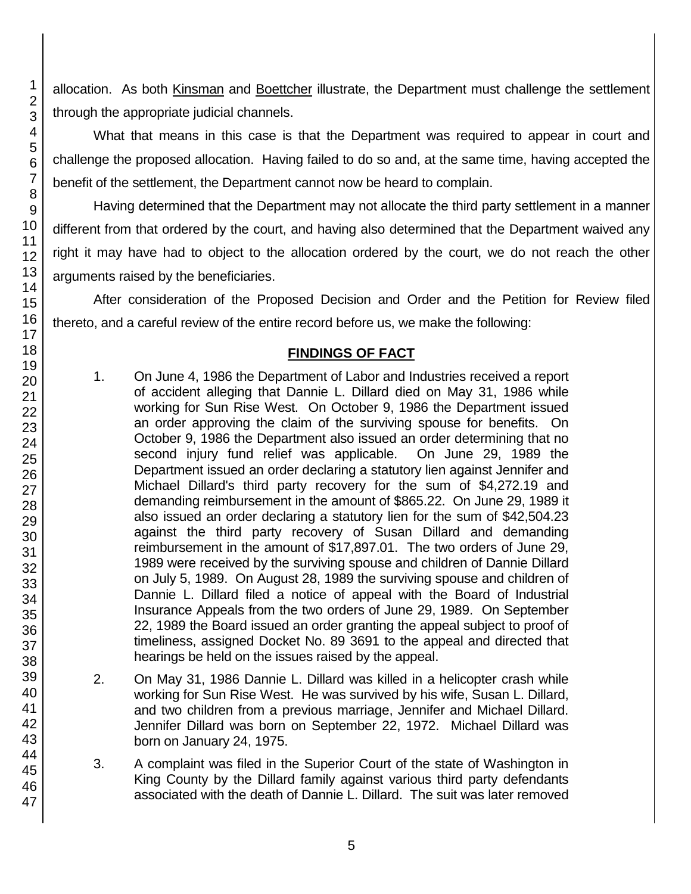allocation. As both Kinsman and Boettcher illustrate, the Department must challenge the settlement through the appropriate judicial channels.

What that means in this case is that the Department was required to appear in court and challenge the proposed allocation. Having failed to do so and, at the same time, having accepted the benefit of the settlement, the Department cannot now be heard to complain.

Having determined that the Department may not allocate the third party settlement in a manner different from that ordered by the court, and having also determined that the Department waived any right it may have had to object to the allocation ordered by the court, we do not reach the other arguments raised by the beneficiaries.

After consideration of the Proposed Decision and Order and the Petition for Review filed thereto, and a careful review of the entire record before us, we make the following:

## FINDINGS OF FACT

1. On June 4, 1986 the Department of Labor and Industries received a report of accident alleging that Dannie L. Dillard died on May 31, 1986 while working for Sun Rise West. On October 9, 1986 the Department issued an order approving the claim of the surviving spouse for benefits. On October 9, 1986 the Department also issued an order determining that no second injury fund relief was applicable. On June 29, 1989 the Department issued an order declaring a statutory lien against Jennifer and Michael Dillard's third party recovery for the sum of $4,272.19 and demanding reimbursement in the amount of $865.22. On June 29, 1989 it also issued an order declaring a statutory lien for the sum of $42,504.23 against the third party recovery of Susan Dillard and demanding reimbursement in the amount of $17,897.01. The two orders of June 29, 1989 were received by the surviving spouse and children of Dannie Dillard on July 5, 1989. On August 28, 1989 the surviving spouse and children of Dannie L. Dillard filed a notice of appeal with the Board of Industrial Insurance Appeals from the two orders of June 29, 1989. On September 22, 1989 the Board issued an order granting the appeal subject to proof of timeliness, assigned Docket No. 89 3691 to the appeal and directed that hearings be held on the issues raised by the appeal.

2. On May 31, 1986 Dannie L. Dillard was killed in a helicopter crash while working for Sun Rise West. He was survived by his wife, Susan L. Dillard, and two children from a previous marriage, Jennifer and Michael Dillard. Jennifer Dillard was born on September 22, 1972. Michael Dillard was born on January 24, 1975.

3. A complaint was filed in the Superior Court of the state of Washington in King County by the Dillard family against various third party defendants associated with the death of Dannie L. Dillard. The suit was later removed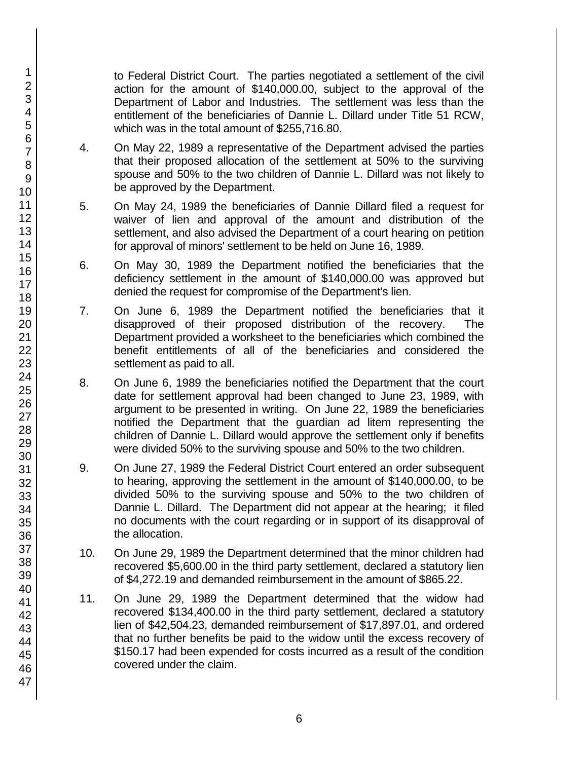to Federal District Court. The parties negotiated a settlement of the civil action for the amount of $140,000.00, subject to the approval of the Department of Labor and Industries. The settlement was less than the entitlement of the beneficiaries of Dannie L. Dillard under Title 51 RCW, which was in the total amount of $255,716.80.

4. On May 22, 1989 a representative of the Department advised the parties that their proposed allocation of the settlement at 50% to the surviving spouse and 50% to the two children of Dannie L. Dillard was not likely to be approved by the Department.

5. On May 24, 1989 the beneficiaries of Dannie Dillard filed a request for waiver of lien and approval of the amount and distribution of the settlement, and also advised the Department of a court hearing on petition for approval of minors' settlement to be held on June 16, 1989.

6. On May 30, 1989 the Department notified the beneficiaries that the deficiency settlement in the amount of $140,000.00 was approved but denied the request for compromise of the Department's lien.

7. On June 6, 1989 the Department notified the beneficiaries that it disapproved of their proposed distribution of the recovery. The Department provided a worksheet to the beneficiaries which combined the benefit entitlements of all of the beneficiaries and considered the settlement as paid to all.

8. On June 6, 1989 the beneficiaries notified the Department that the court date for settlement approval had been changed to June 23, 1989, with argument to be presented in writing. On June 22, 1989 the beneficiaries notified the Department that the guardian ad litem representing the children of Dannie L. Dillard would approve the settlement only if benefits were divided 50% to the surviving spouse and 50% to the two children.

9. On June 27, 1989 the Federal District Court entered an order subsequent to hearing, approving the settlement in the amount of $140,000.00, to be divided 50% to the surviving spouse and 50% to the two children of Dannie L. Dillard. The Department did not appear at the hearing; it filed no documents with the court regarding or in support of its disapproval of the allocation.

10. On June 29, 1989 the Department determined that the minor children had recovered $5,600.00 in the third party settlement, declared a statutory lien of $4,272.19 and demanded reimbursement in the amount of $865.22.

11. On June 29, 1989 the Department determined that the widow had recovered $134,400.00 in the third party settlement, declared a statutory lien of $42,504.23, demanded reimbursement of $17,897.01, and ordered that no further benefits be paid to the widow until the excess recovery of $150.17 had been expended for costs incurred as a result of the condition covered under the claim.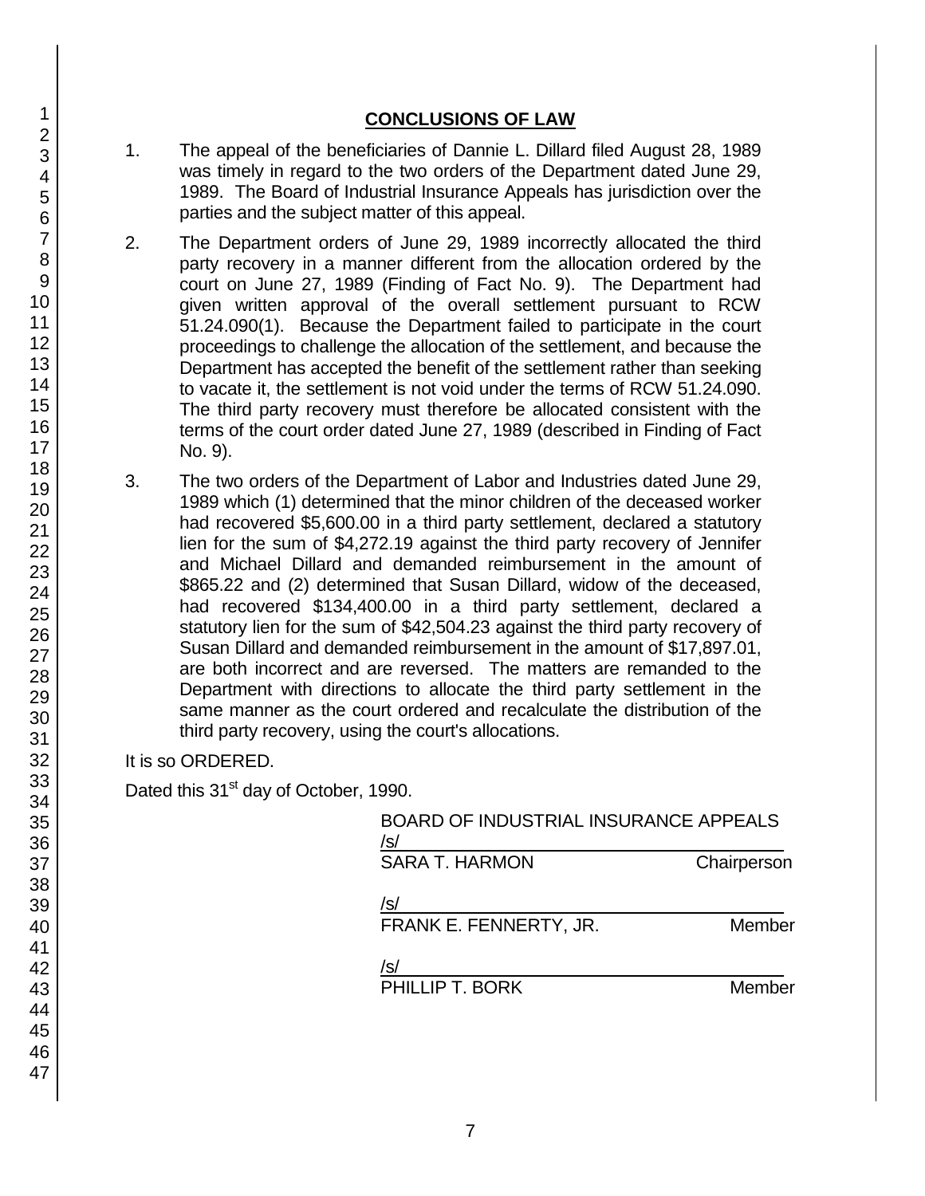## CONCLUSIONS OF LAW

1. The appeal of the beneficiaries of Dannie L. Dillard filed August 28, 1989 was timely in regard to the two orders of the Department dated June 29, 1989. The Board of Industrial Insurance Appeals has jurisdiction over the parties and the subject matter of this appeal.

2. The Department orders of June 29, 1989 incorrectly allocated the third party recovery in a manner different from the allocation ordered by the court on June 27, 1989 (Finding of Fact No. 9). The Department had given written approval of the overall settlement pursuant to RCW 51.24.090(1). Because the Department failed to participate in the court proceedings to challenge the allocation of the settlement, and because the Department has accepted the benefit of the settlement rather than seeking to vacate it, the settlement is not void under the terms of RCW 51.24.090. The third party recovery must therefore be allocated consistent with the terms of the court order dated June 27, 1989 (described in Finding of Fact No. 9).

3. The two orders of the Department of Labor and Industries dated June 29, 1989 which (1) determined that the minor children of the deceased worker had recovered $5,600.00 in a third party settlement, declared a statutory lien for the sum of $4,272.19 against the third party recovery of Jennifer and Michael Dillard and demanded reimbursement in the amount of $865.22 and (2) determined that Susan Dillard, widow of the deceased, had recovered $134,400.00 in a third party settlement, declared a statutory lien for the sum of $42,504.23 against the third party recovery of Susan Dillard and demanded reimbursement in the amount of $17,897.01, are both incorrect and are reversed. The matters are remanded to the Department with directions to allocate the third party settlement in the same manner as the court ordered and recalculate the distribution of the third party recovery, using the court's allocations.

It is so ORDERED.

Dated this 31st day of October, 1990.

BOARD OF INDUSTRIAL INSURANCE APPEALS

/s/
SARA T. HARMON Chairperson

/s/
FRANK E. FENNERTY, JR. Member

/s/
PHILLIP T. BORK Member